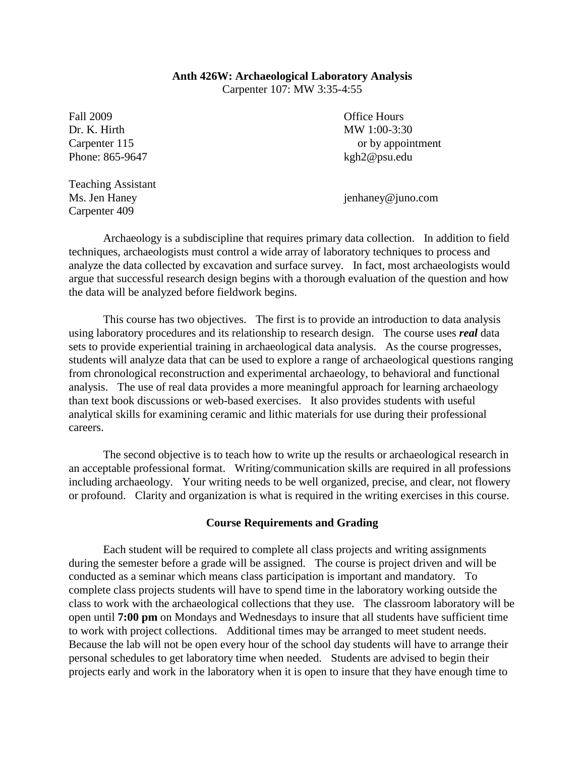# Anth 426W: Archaeological Laboratory Analysis

Carpenter 107: MW 3:35-4:55

Fall 2009
Dr. K. Hirth
Carpenter 115
Phone: 865-9647

Office Hours
MW 1:00-3:30
or by appointment
kgh2@psu.edu

Teaching Assistant
Ms. Jen Haney
Carpenter 409
jenhaney@juno.com

Archaeology is a subdiscipline that requires primary data collection. In addition to field techniques, archaeologists must control a wide array of laboratory techniques to process and analyze the data collected by excavation and surface survey. In fact, most archaeologists would argue that successful research design begins with a thorough evaluation of the question and how the data will be analyzed before fieldwork begins.

This course has two objectives. The first is to provide an introduction to data analysis using laboratory procedures and its relationship to research design. The course uses ***real*** data sets to provide experiential training in archaeological data analysis. As the course progresses, students will analyze data that can be used to explore a range of archaeological questions ranging from chronological reconstruction and experimental archaeology, to behavioral and functional analysis. The use of real data provides a more meaningful approach for learning archaeology than text book discussions or web-based exercises. It also provides students with useful analytical skills for examining ceramic and lithic materials for use during their professional careers.

The second objective is to teach how to write up the results or archaeological research in an acceptable professional format. Writing/communication skills are required in all professions including archaeology. Your writing needs to be well organized, precise, and clear, not flowery or profound. Clarity and organization is what is required in the writing exercises in this course.

## Course Requirements and Grading

Each student will be required to complete all class projects and writing assignments during the semester before a grade will be assigned. The course is project driven and will be conducted as a seminar which means class participation is important and mandatory. To complete class projects students will have to spend time in the laboratory working outside the class to work with the archaeological collections that they use. The classroom laboratory will be open until **7:00 pm** on Mondays and Wednesdays to insure that all students have sufficient time to work with project collections. Additional times may be arranged to meet student needs. Because the lab will not be open every hour of the school day students will have to arrange their personal schedules to get laboratory time when needed. Students are advised to begin their projects early and work in the laboratory when it is open to insure that they have enough time to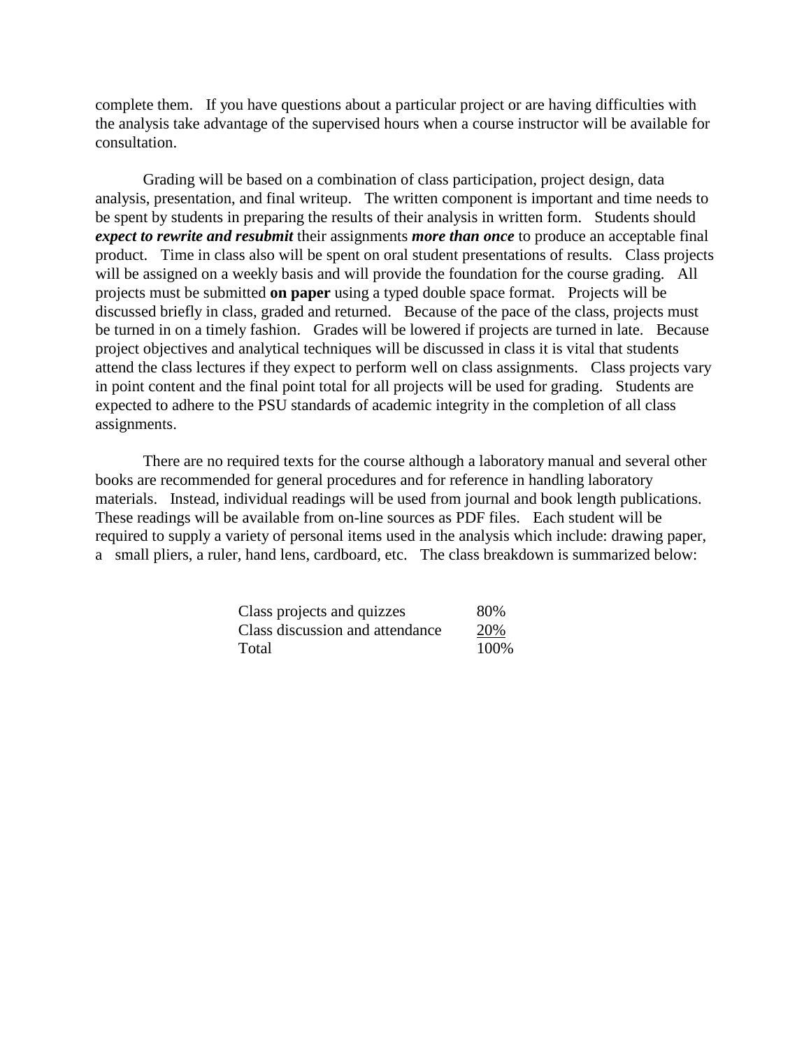complete them. If you have questions about a particular project or are having difficulties with the analysis take advantage of the supervised hours when a course instructor will be available for consultation.

Grading will be based on a combination of class participation, project design, data analysis, presentation, and final writeup. The written component is important and time needs to be spent by students in preparing the results of their analysis in written form. Students should ***expect to rewrite and resubmit*** their assignments ***more than once*** to produce an acceptable final product. Time in class also will be spent on oral student presentations of results. Class projects will be assigned on a weekly basis and will provide the foundation for the course grading. All projects must be submitted **on paper** using a typed double space format. Projects will be discussed briefly in class, graded and returned. Because of the pace of the class, projects must be turned in on a timely fashion. Grades will be lowered if projects are turned in late. Because project objectives and analytical techniques will be discussed in class it is vital that students attend the class lectures if they expect to perform well on class assignments. Class projects vary in point content and the final point total for all projects will be used for grading. Students are expected to adhere to the PSU standards of academic integrity in the completion of all class assignments.

There are no required texts for the course although a laboratory manual and several other books are recommended for general procedures and for reference in handling laboratory materials. Instead, individual readings will be used from journal and book length publications. These readings will be available from on-line sources as PDF files. Each student will be required to supply a variety of personal items used in the analysis which include: drawing paper, a small pliers, a ruler, hand lens, cardboard, etc. The class breakdown is summarized below:

| | |
|---|---|
| Class projects and quizzes | 80% |
| Class discussion and attendance | 20% |
| Total | 100% |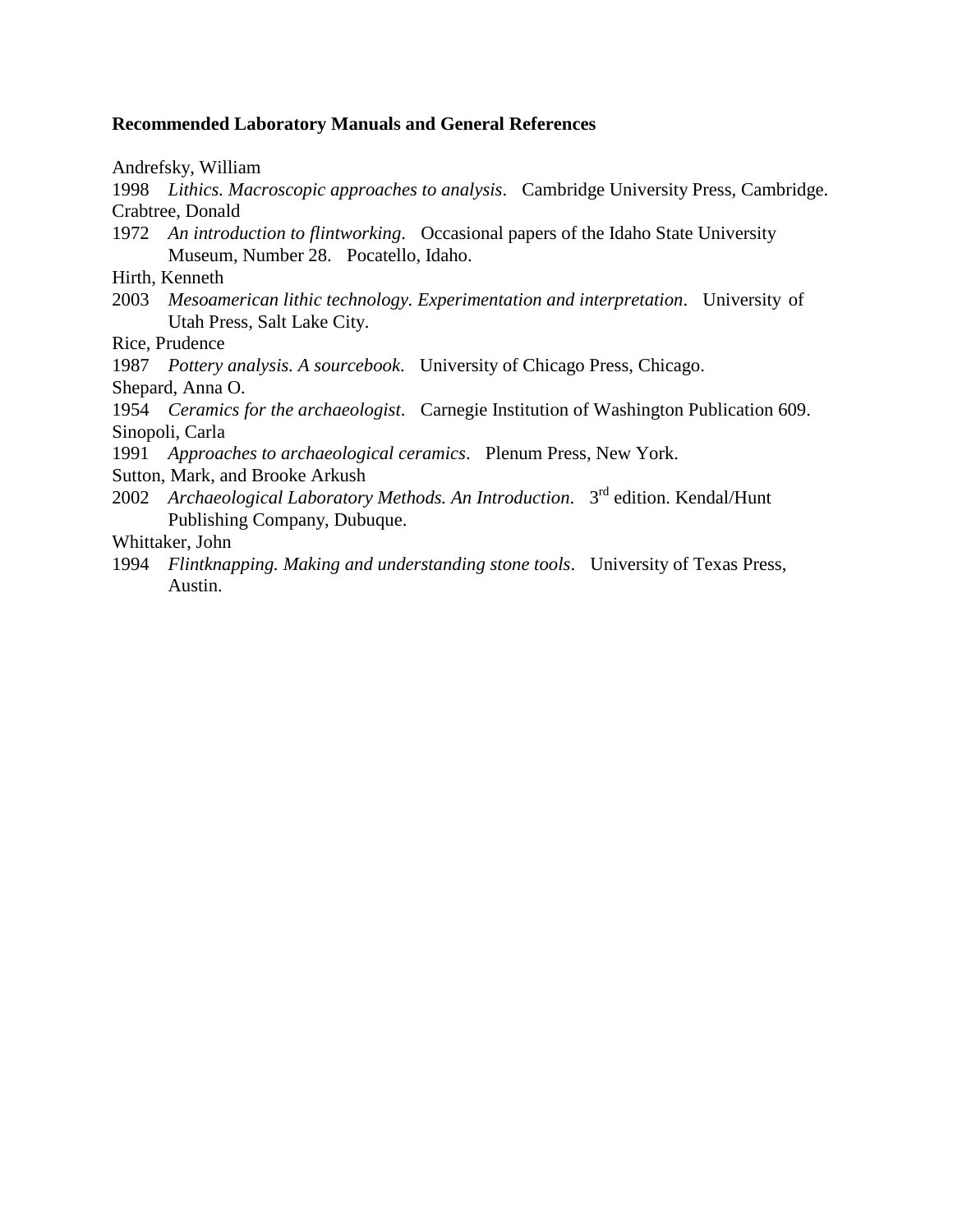**Recommended Laboratory Manuals and General References**

Andrefsky, William
1998 *Lithics. Macroscopic approaches to analysis*. Cambridge University Press, Cambridge.

Crabtree, Donald
1972 *An introduction to flintworking*. Occasional papers of the Idaho State University Museum, Number 28. Pocatello, Idaho.

Hirth, Kenneth
2003 *Mesoamerican lithic technology. Experimentation and interpretation*. University of Utah Press, Salt Lake City.

Rice, Prudence
1987 *Pottery analysis. A sourcebook*. University of Chicago Press, Chicago.

Shepard, Anna O.
1954 *Ceramics for the archaeologist*. Carnegie Institution of Washington Publication 609.

Sinopoli, Carla
1991 *Approaches to archaeological ceramics*. Plenum Press, New York.

Sutton, Mark, and Brooke Arkush
2002 *Archaeological Laboratory Methods. An Introduction*. 3rd edition. Kendal/Hunt Publishing Company, Dubuque.

Whittaker, John
1994 *Flintknapping. Making and understanding stone tools*. University of Texas Press, Austin.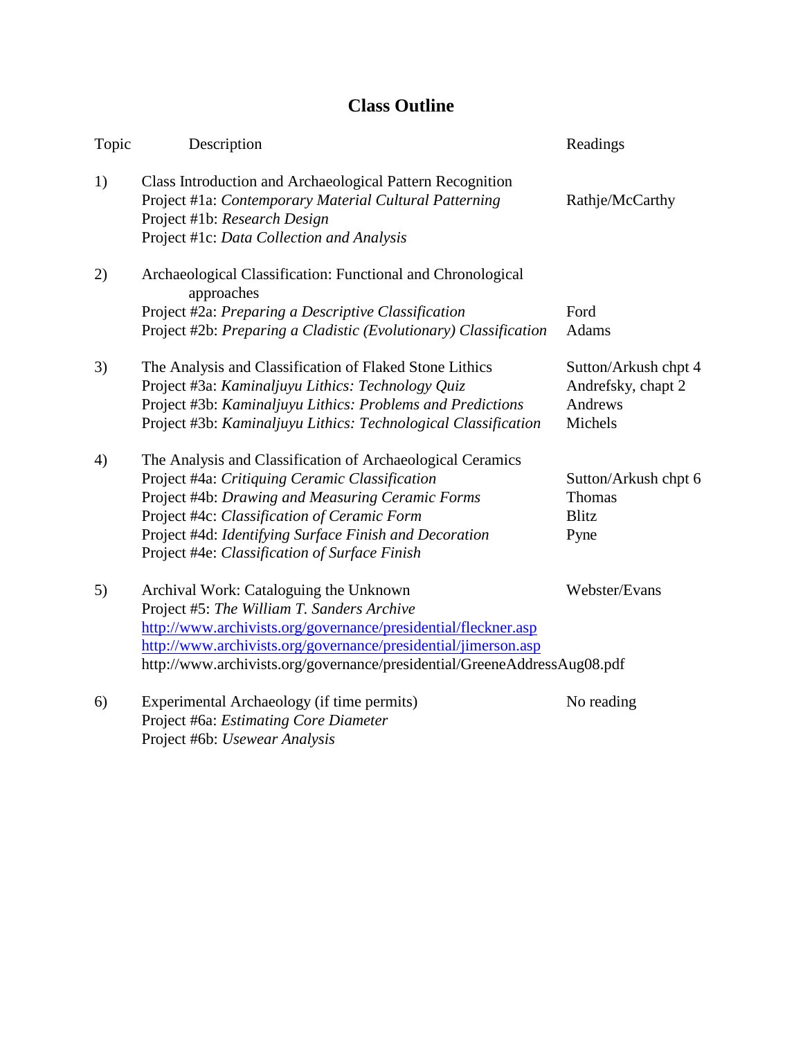# Class Outline

| Topic | Description | Readings |
|---|---|---|
| 1) | Class Introduction and Archaeological Pattern Recognition | |
| | Project #1a: *Contemporary Material Cultural Patterning* | Rathje/McCarthy |
| | Project #1b: *Research Design* | |
| | Project #1c: *Data Collection and Analysis* | |
| 2) | Archaeological Classification: Functional and Chronological approaches | |
| | Project #2a: *Preparing a Descriptive Classification* | Ford |
| | Project #2b: *Preparing a Cladistic (Evolutionary) Classification* | Adams |
| 3) | The Analysis and Classification of Flaked Stone Lithics | Sutton/Arkush chpt 4 |
| | Project #3a: *Kaminaljuyu Lithics: Technology Quiz* | Andrefsky, chapt 2 |
| | Project #3b: *Kaminaljuyu Lithics: Problems and Predictions* | Andrews |
| | Project #3b: *Kaminaljuyu Lithics: Technological Classification* | Michels |
| 4) | The Analysis and Classification of Archaeological Ceramics | |
| | Project #4a: *Critiquing Ceramic Classification* | Sutton/Arkush chpt 6 |
| | Project #4b: *Drawing and Measuring Ceramic Forms* | Thomas |
| | Project #4c: *Classification of Ceramic Form* | Blitz |
| | Project #4d: *Identifying Surface Finish and Decoration* | Pyne |
| | Project #4e: *Classification of Surface Finish* | |
| 5) | Archival Work: Cataloguing the Unknown | Webster/Evans |
| | Project #5: *The William T. Sanders Archive* | |
| | http://www.archivists.org/governance/presidential/fleckner.asp | |
| | http://www.archivists.org/governance/presidential/jimerson.asp | |
| | http://www.archivists.org/governance/presidential/GreeneAddressAug08.pdf | |
| 6) | Experimental Archaeology (if time permits) | No reading |
| | Project #6a: *Estimating Core Diameter* | |
| | Project #6b: *Usewear Analysis* | |